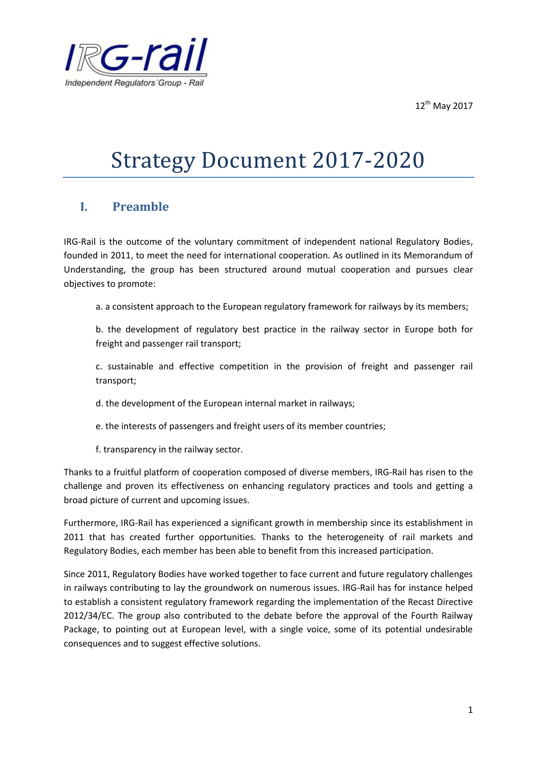IRG-rail

Independent Regulators' Group - Rail

12th May 2017

# Strategy Document 2017-2020

## I. Preamble

IRG-Rail is the outcome of the voluntary commitment of independent national Regulatory Bodies, founded in 2011, to meet the need for international cooperation. As outlined in its Memorandum of Understanding, the group has been structured around mutual cooperation and pursues clear objectives to promote:

a. a consistent approach to the European regulatory framework for railways by its members;

b. the development of regulatory best practice in the railway sector in Europe both for freight and passenger rail transport;

c. sustainable and effective competition in the provision of freight and passenger rail transport;

d. the development of the European internal market in railways;

e. the interests of passengers and freight users of its member countries;

f. transparency in the railway sector.

Thanks to a fruitful platform of cooperation composed of diverse members, IRG-Rail has risen to the challenge and proven its effectiveness on enhancing regulatory practices and tools and getting a broad picture of current and upcoming issues.

Furthermore, IRG-Rail has experienced a significant growth in membership since its establishment in 2011 that has created further opportunities. Thanks to the heterogeneity of rail markets and Regulatory Bodies, each member has been able to benefit from this increased participation.

Since 2011, Regulatory Bodies have worked together to face current and future regulatory challenges in railways contributing to lay the groundwork on numerous issues. IRG-Rail has for instance helped to establish a consistent regulatory framework regarding the implementation of the Recast Directive 2012/34/EC. The group also contributed to the debate before the approval of the Fourth Railway Package, to pointing out at European level, with a single voice, some of its potential undesirable consequences and to suggest effective solutions.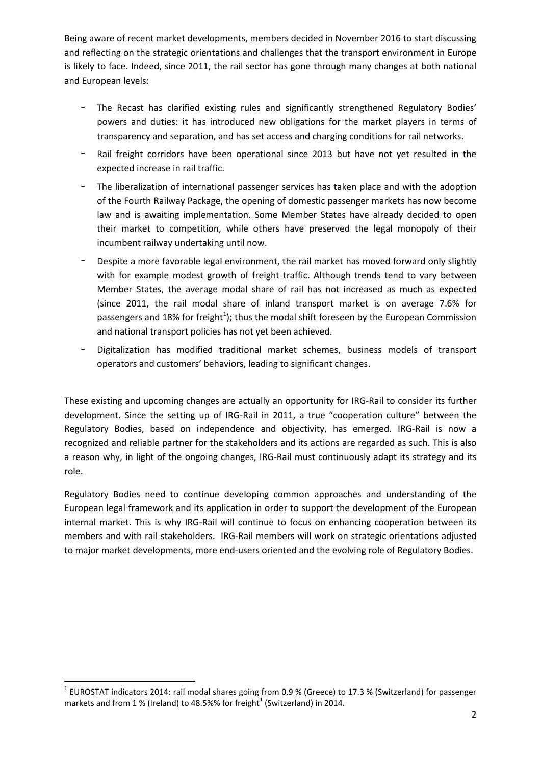Being aware of recent market developments, members decided in November 2016 to start discussing and reflecting on the strategic orientations and challenges that the transport environment in Europe is likely to face. Indeed, since 2011, the rail sector has gone through many changes at both national and European levels:

- The Recast has clarified existing rules and significantly strengthened Regulatory Bodies' powers and duties: it has introduced new obligations for the market players in terms of transparency and separation, and has set access and charging conditions for rail networks.
- Rail freight corridors have been operational since 2013 but have not yet resulted in the expected increase in rail traffic.
- The liberalization of international passenger services has taken place and with the adoption of the Fourth Railway Package, the opening of domestic passenger markets has now become law and is awaiting implementation. Some Member States have already decided to open their market to competition, while others have preserved the legal monopoly of their incumbent railway undertaking until now.
- Despite a more favorable legal environment, the rail market has moved forward only slightly with for example modest growth of freight traffic. Although trends tend to vary between Member States, the average modal share of rail has not increased as much as expected (since 2011, the rail modal share of inland transport market is on average 7.6% for passengers and 18% for freight[1]); thus the modal shift foreseen by the European Commission and national transport policies has not yet been achieved.
- Digitalization has modified traditional market schemes, business models of transport operators and customers' behaviors, leading to significant changes.

These existing and upcoming changes are actually an opportunity for IRG-Rail to consider its further development. Since the setting up of IRG-Rail in 2011, a true "cooperation culture" between the Regulatory Bodies, based on independence and objectivity, has emerged. IRG-Rail is now a recognized and reliable partner for the stakeholders and its actions are regarded as such. This is also a reason why, in light of the ongoing changes, IRG-Rail must continuously adapt its strategy and its role.

Regulatory Bodies need to continue developing common approaches and understanding of the European legal framework and its application in order to support the development of the European internal market. This is why IRG-Rail will continue to focus on enhancing cooperation between its members and with rail stakeholders. IRG-Rail members will work on strategic orientations adjusted to major market developments, more end-users oriented and the evolving role of Regulatory Bodies.

---

[1] EUROSTAT indicators 2014: rail modal shares going from 0.9 % (Greece) to 17.3 % (Switzerland) for passenger markets and from 1 % (Ireland) to 48.5%% for freight[1] (Switzerland) in 2014.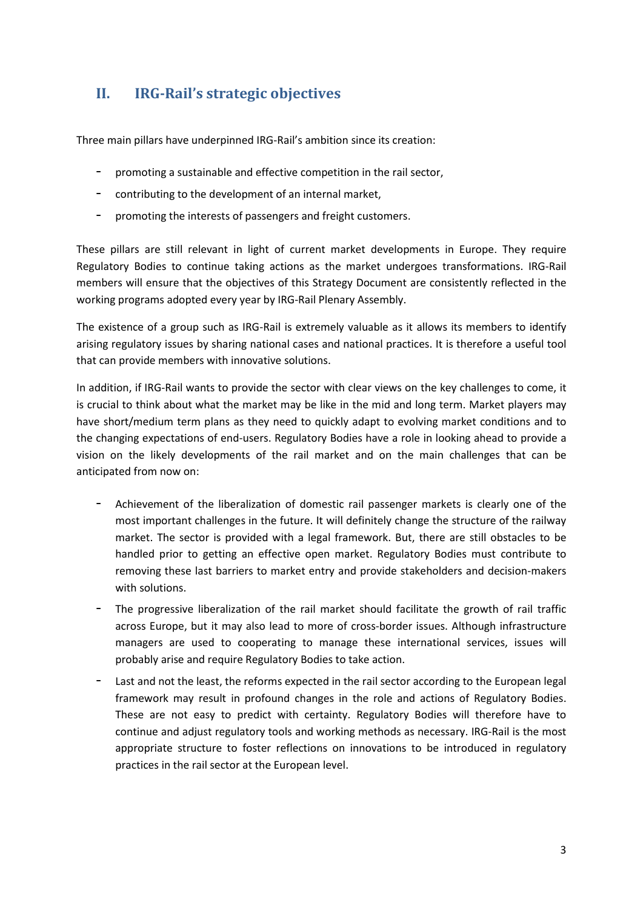## II. IRG-Rail's strategic objectives

Three main pillars have underpinned IRG-Rail's ambition since its creation:

- promoting a sustainable and effective competition in the rail sector,
- contributing to the development of an internal market,
- promoting the interests of passengers and freight customers.

These pillars are still relevant in light of current market developments in Europe. They require Regulatory Bodies to continue taking actions as the market undergoes transformations. IRG-Rail members will ensure that the objectives of this Strategy Document are consistently reflected in the working programs adopted every year by IRG-Rail Plenary Assembly.

The existence of a group such as IRG-Rail is extremely valuable as it allows its members to identify arising regulatory issues by sharing national cases and national practices. It is therefore a useful tool that can provide members with innovative solutions.

In addition, if IRG-Rail wants to provide the sector with clear views on the key challenges to come, it is crucial to think about what the market may be like in the mid and long term. Market players may have short/medium term plans as they need to quickly adapt to evolving market conditions and to the changing expectations of end-users. Regulatory Bodies have a role in looking ahead to provide a vision on the likely developments of the rail market and on the main challenges that can be anticipated from now on:

- Achievement of the liberalization of domestic rail passenger markets is clearly one of the most important challenges in the future. It will definitely change the structure of the railway market. The sector is provided with a legal framework. But, there are still obstacles to be handled prior to getting an effective open market. Regulatory Bodies must contribute to removing these last barriers to market entry and provide stakeholders and decision-makers with solutions.
- The progressive liberalization of the rail market should facilitate the growth of rail traffic across Europe, but it may also lead to more of cross-border issues. Although infrastructure managers are used to cooperating to manage these international services, issues will probably arise and require Regulatory Bodies to take action.
- Last and not the least, the reforms expected in the rail sector according to the European legal framework may result in profound changes in the role and actions of Regulatory Bodies. These are not easy to predict with certainty. Regulatory Bodies will therefore have to continue and adjust regulatory tools and working methods as necessary. IRG-Rail is the most appropriate structure to foster reflections on innovations to be introduced in regulatory practices in the rail sector at the European level.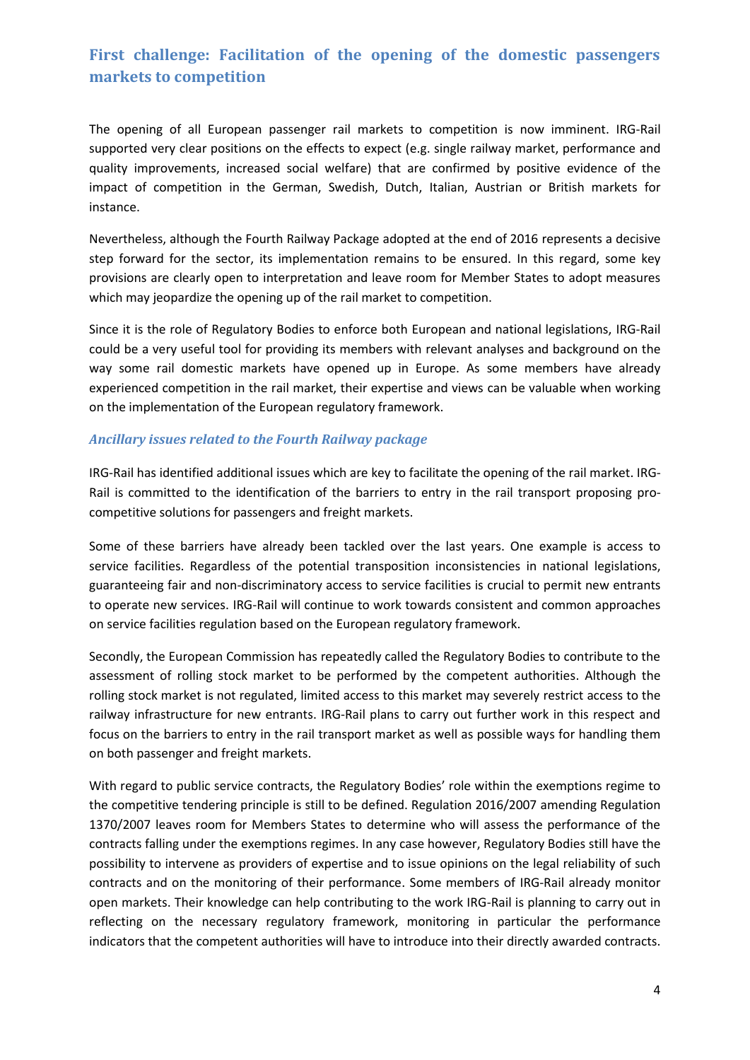## First challenge: Facilitation of the opening of the domestic passengers markets to competition

The opening of all European passenger rail markets to competition is now imminent. IRG-Rail supported very clear positions on the effects to expect (e.g. single railway market, performance and quality improvements, increased social welfare) that are confirmed by positive evidence of the impact of competition in the German, Swedish, Dutch, Italian, Austrian or British markets for instance.

Nevertheless, although the Fourth Railway Package adopted at the end of 2016 represents a decisive step forward for the sector, its implementation remains to be ensured. In this regard, some key provisions are clearly open to interpretation and leave room for Member States to adopt measures which may jeopardize the opening up of the rail market to competition.

Since it is the role of Regulatory Bodies to enforce both European and national legislations, IRG-Rail could be a very useful tool for providing its members with relevant analyses and background on the way some rail domestic markets have opened up in Europe. As some members have already experienced competition in the rail market, their expertise and views can be valuable when working on the implementation of the European regulatory framework.

### *Ancillary issues related to the Fourth Railway package*

IRG-Rail has identified additional issues which are key to facilitate the opening of the rail market. IRG-Rail is committed to the identification of the barriers to entry in the rail transport proposing pro-competitive solutions for passengers and freight markets.

Some of these barriers have already been tackled over the last years. One example is access to service facilities. Regardless of the potential transposition inconsistencies in national legislations, guaranteeing fair and non-discriminatory access to service facilities is crucial to permit new entrants to operate new services. IRG-Rail will continue to work towards consistent and common approaches on service facilities regulation based on the European regulatory framework.

Secondly, the European Commission has repeatedly called the Regulatory Bodies to contribute to the assessment of rolling stock market to be performed by the competent authorities. Although the rolling stock market is not regulated, limited access to this market may severely restrict access to the railway infrastructure for new entrants. IRG-Rail plans to carry out further work in this respect and focus on the barriers to entry in the rail transport market as well as possible ways for handling them on both passenger and freight markets.

With regard to public service contracts, the Regulatory Bodies' role within the exemptions regime to the competitive tendering principle is still to be defined. Regulation 2016/2007 amending Regulation 1370/2007 leaves room for Members States to determine who will assess the performance of the contracts falling under the exemptions regimes. In any case however, Regulatory Bodies still have the possibility to intervene as providers of expertise and to issue opinions on the legal reliability of such contracts and on the monitoring of their performance. Some members of IRG-Rail already monitor open markets. Their knowledge can help contributing to the work IRG-Rail is planning to carry out in reflecting on the necessary regulatory framework, monitoring in particular the performance indicators that the competent authorities will have to introduce into their directly awarded contracts.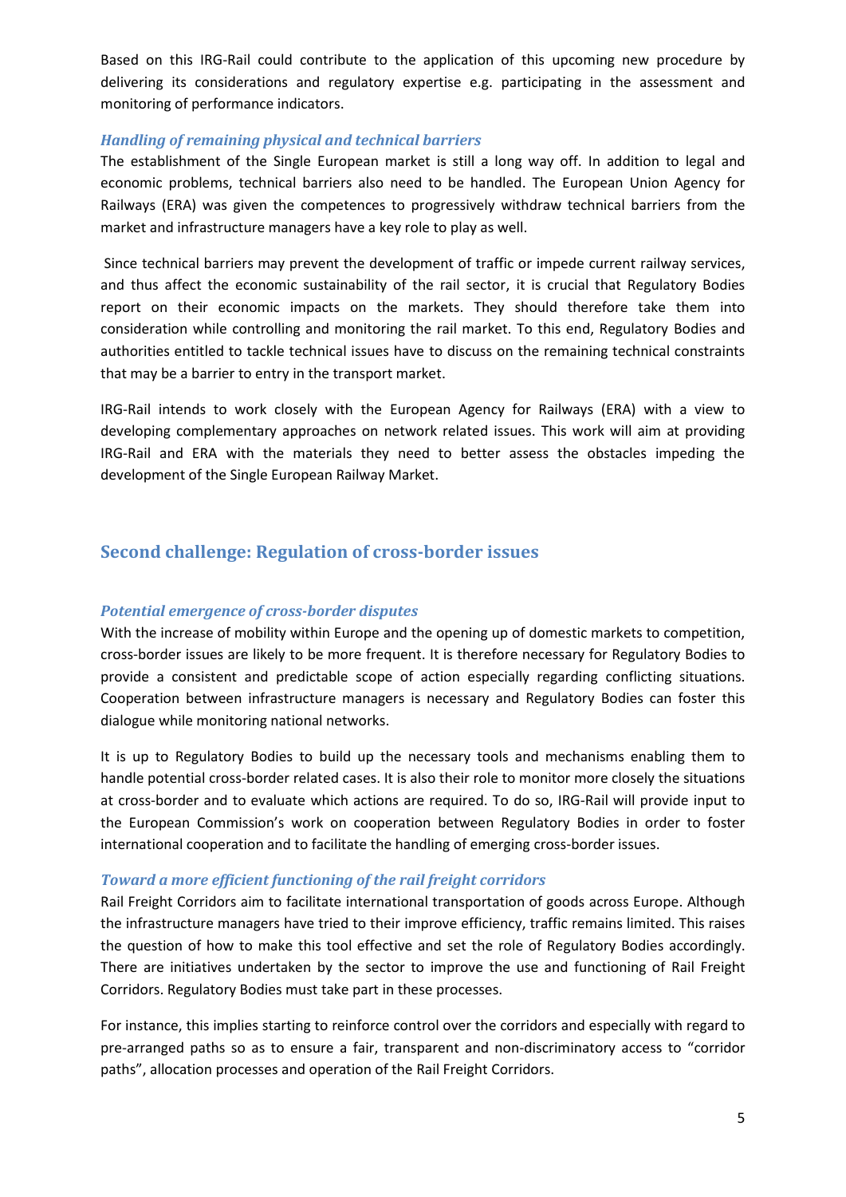Based on this IRG-Rail could contribute to the application of this upcoming new procedure by delivering its considerations and regulatory expertise e.g. participating in the assessment and monitoring of performance indicators.

### *Handling of remaining physical and technical barriers*

The establishment of the Single European market is still a long way off. In addition to legal and economic problems, technical barriers also need to be handled. The European Union Agency for Railways (ERA) was given the competences to progressively withdraw technical barriers from the market and infrastructure managers have a key role to play as well.

Since technical barriers may prevent the development of traffic or impede current railway services, and thus affect the economic sustainability of the rail sector, it is crucial that Regulatory Bodies report on their economic impacts on the markets. They should therefore take them into consideration while controlling and monitoring the rail market. To this end, Regulatory Bodies and authorities entitled to tackle technical issues have to discuss on the remaining technical constraints that may be a barrier to entry in the transport market.

IRG-Rail intends to work closely with the European Agency for Railways (ERA) with a view to developing complementary approaches on network related issues. This work will aim at providing IRG-Rail and ERA with the materials they need to better assess the obstacles impeding the development of the Single European Railway Market.

## Second challenge: Regulation of cross-border issues

### *Potential emergence of cross-border disputes*

With the increase of mobility within Europe and the opening up of domestic markets to competition, cross-border issues are likely to be more frequent. It is therefore necessary for Regulatory Bodies to provide a consistent and predictable scope of action especially regarding conflicting situations. Cooperation between infrastructure managers is necessary and Regulatory Bodies can foster this dialogue while monitoring national networks.

It is up to Regulatory Bodies to build up the necessary tools and mechanisms enabling them to handle potential cross-border related cases. It is also their role to monitor more closely the situations at cross-border and to evaluate which actions are required. To do so, IRG-Rail will provide input to the European Commission's work on cooperation between Regulatory Bodies in order to foster international cooperation and to facilitate the handling of emerging cross-border issues.

### *Toward a more efficient functioning of the rail freight corridors*

Rail Freight Corridors aim to facilitate international transportation of goods across Europe. Although the infrastructure managers have tried to their improve efficiency, traffic remains limited. This raises the question of how to make this tool effective and set the role of Regulatory Bodies accordingly. There are initiatives undertaken by the sector to improve the use and functioning of Rail Freight Corridors. Regulatory Bodies must take part in these processes.

For instance, this implies starting to reinforce control over the corridors and especially with regard to pre-arranged paths so as to ensure a fair, transparent and non-discriminatory access to "corridor paths", allocation processes and operation of the Rail Freight Corridors.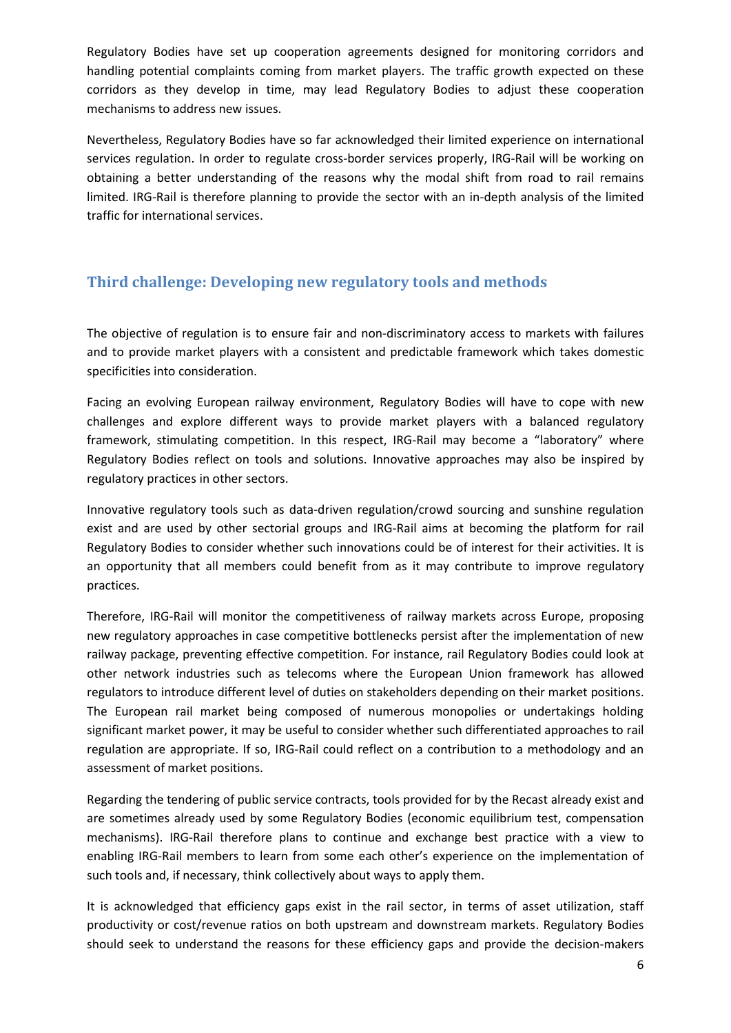Regulatory Bodies have set up cooperation agreements designed for monitoring corridors and handling potential complaints coming from market players. The traffic growth expected on these corridors as they develop in time, may lead Regulatory Bodies to adjust these cooperation mechanisms to address new issues.

Nevertheless, Regulatory Bodies have so far acknowledged their limited experience on international services regulation. In order to regulate cross-border services properly, IRG-Rail will be working on obtaining a better understanding of the reasons why the modal shift from road to rail remains limited. IRG-Rail is therefore planning to provide the sector with an in-depth analysis of the limited traffic for international services.

## Third challenge: Developing new regulatory tools and methods

The objective of regulation is to ensure fair and non-discriminatory access to markets with failures and to provide market players with a consistent and predictable framework which takes domestic specificities into consideration.

Facing an evolving European railway environment, Regulatory Bodies will have to cope with new challenges and explore different ways to provide market players with a balanced regulatory framework, stimulating competition. In this respect, IRG-Rail may become a "laboratory" where Regulatory Bodies reflect on tools and solutions. Innovative approaches may also be inspired by regulatory practices in other sectors.

Innovative regulatory tools such as data-driven regulation/crowd sourcing and sunshine regulation exist and are used by other sectorial groups and IRG-Rail aims at becoming the platform for rail Regulatory Bodies to consider whether such innovations could be of interest for their activities. It is an opportunity that all members could benefit from as it may contribute to improve regulatory practices.

Therefore, IRG-Rail will monitor the competitiveness of railway markets across Europe, proposing new regulatory approaches in case competitive bottlenecks persist after the implementation of new railway package, preventing effective competition. For instance, rail Regulatory Bodies could look at other network industries such as telecoms where the European Union framework has allowed regulators to introduce different level of duties on stakeholders depending on their market positions. The European rail market being composed of numerous monopolies or undertakings holding significant market power, it may be useful to consider whether such differentiated approaches to rail regulation are appropriate. If so, IRG-Rail could reflect on a contribution to a methodology and an assessment of market positions.

Regarding the tendering of public service contracts, tools provided for by the Recast already exist and are sometimes already used by some Regulatory Bodies (economic equilibrium test, compensation mechanisms). IRG-Rail therefore plans to continue and exchange best practice with a view to enabling IRG-Rail members to learn from some each other's experience on the implementation of such tools and, if necessary, think collectively about ways to apply them.

It is acknowledged that efficiency gaps exist in the rail sector, in terms of asset utilization, staff productivity or cost/revenue ratios on both upstream and downstream markets. Regulatory Bodies should seek to understand the reasons for these efficiency gaps and provide the decision-makers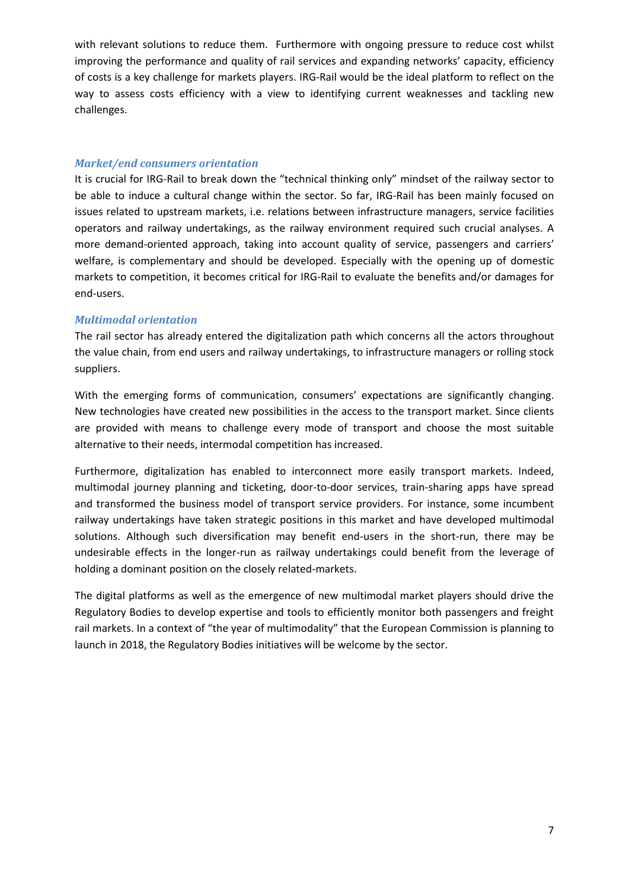with relevant solutions to reduce them. Furthermore with ongoing pressure to reduce cost whilst improving the performance and quality of rail services and expanding networks' capacity, efficiency of costs is a key challenge for markets players. IRG-Rail would be the ideal platform to reflect on the way to assess costs efficiency with a view to identifying current weaknesses and tackling new challenges.

### *Market/end consumers orientation*

It is crucial for IRG-Rail to break down the "technical thinking only" mindset of the railway sector to be able to induce a cultural change within the sector. So far, IRG-Rail has been mainly focused on issues related to upstream markets, i.e. relations between infrastructure managers, service facilities operators and railway undertakings, as the railway environment required such crucial analyses. A more demand-oriented approach, taking into account quality of service, passengers and carriers' welfare, is complementary and should be developed. Especially with the opening up of domestic markets to competition, it becomes critical for IRG-Rail to evaluate the benefits and/or damages for end-users.

### *Multimodal orientation*

The rail sector has already entered the digitalization path which concerns all the actors throughout the value chain, from end users and railway undertakings, to infrastructure managers or rolling stock suppliers.

With the emerging forms of communication, consumers' expectations are significantly changing. New technologies have created new possibilities in the access to the transport market. Since clients are provided with means to challenge every mode of transport and choose the most suitable alternative to their needs, intermodal competition has increased.

Furthermore, digitalization has enabled to interconnect more easily transport markets. Indeed, multimodal journey planning and ticketing, door-to-door services, train-sharing apps have spread and transformed the business model of transport service providers. For instance, some incumbent railway undertakings have taken strategic positions in this market and have developed multimodal solutions. Although such diversification may benefit end-users in the short-run, there may be undesirable effects in the longer-run as railway undertakings could benefit from the leverage of holding a dominant position on the closely related-markets.

The digital platforms as well as the emergence of new multimodal market players should drive the Regulatory Bodies to develop expertise and tools to efficiently monitor both passengers and freight rail markets. In a context of "the year of multimodality" that the European Commission is planning to launch in 2018, the Regulatory Bodies initiatives will be welcome by the sector.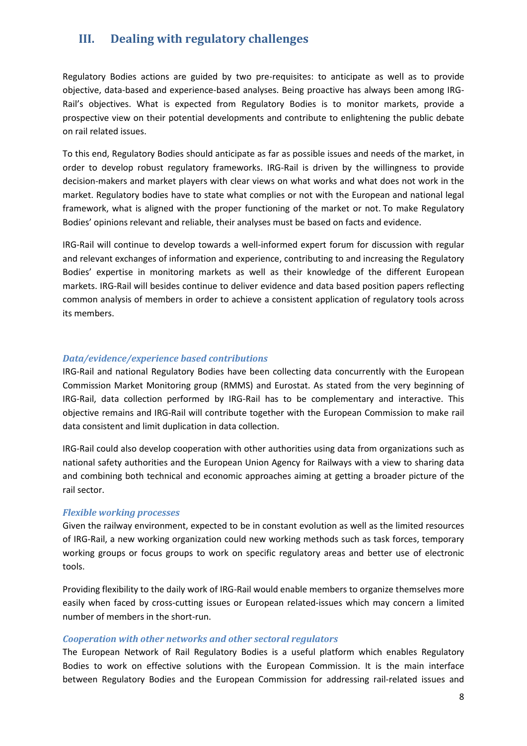## III. Dealing with regulatory challenges

Regulatory Bodies actions are guided by two pre-requisites: to anticipate as well as to provide objective, data-based and experience-based analyses. Being proactive has always been among IRG-Rail's objectives. What is expected from Regulatory Bodies is to monitor markets, provide a prospective view on their potential developments and contribute to enlightening the public debate on rail related issues.

To this end, Regulatory Bodies should anticipate as far as possible issues and needs of the market, in order to develop robust regulatory frameworks. IRG-Rail is driven by the willingness to provide decision-makers and market players with clear views on what works and what does not work in the market. Regulatory bodies have to state what complies or not with the European and national legal framework, what is aligned with the proper functioning of the market or not. To make Regulatory Bodies' opinions relevant and reliable, their analyses must be based on facts and evidence.

IRG-Rail will continue to develop towards a well-informed expert forum for discussion with regular and relevant exchanges of information and experience, contributing to and increasing the Regulatory Bodies' expertise in monitoring markets as well as their knowledge of the different European markets. IRG-Rail will besides continue to deliver evidence and data based position papers reflecting common analysis of members in order to achieve a consistent application of regulatory tools across its members.

### *Data/evidence/experience based contributions*

IRG-Rail and national Regulatory Bodies have been collecting data concurrently with the European Commission Market Monitoring group (RMMS) and Eurostat. As stated from the very beginning of IRG-Rail, data collection performed by IRG-Rail has to be complementary and interactive. This objective remains and IRG-Rail will contribute together with the European Commission to make rail data consistent and limit duplication in data collection.

IRG-Rail could also develop cooperation with other authorities using data from organizations such as national safety authorities and the European Union Agency for Railways with a view to sharing data and combining both technical and economic approaches aiming at getting a broader picture of the rail sector.

### *Flexible working processes*

Given the railway environment, expected to be in constant evolution as well as the limited resources of IRG-Rail, a new working organization could new working methods such as task forces, temporary working groups or focus groups to work on specific regulatory areas and better use of electronic tools.

Providing flexibility to the daily work of IRG-Rail would enable members to organize themselves more easily when faced by cross-cutting issues or European related-issues which may concern a limited number of members in the short-run.

### *Cooperation with other networks and other sectoral regulators*

The European Network of Rail Regulatory Bodies is a useful platform which enables Regulatory Bodies to work on effective solutions with the European Commission. It is the main interface between Regulatory Bodies and the European Commission for addressing rail-related issues and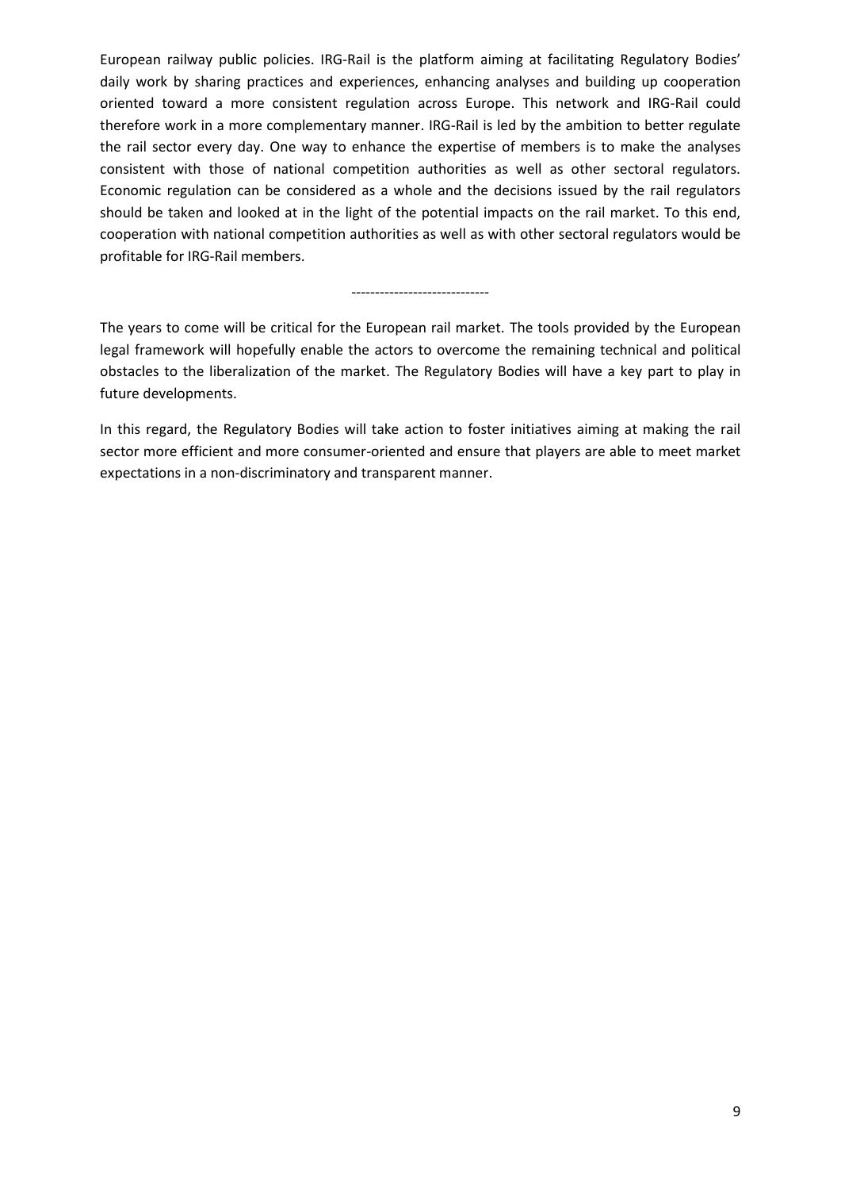European railway public policies. IRG-Rail is the platform aiming at facilitating Regulatory Bodies' daily work by sharing practices and experiences, enhancing analyses and building up cooperation oriented toward a more consistent regulation across Europe. This network and IRG-Rail could therefore work in a more complementary manner. IRG-Rail is led by the ambition to better regulate the rail sector every day. One way to enhance the expertise of members is to make the analyses consistent with those of national competition authorities as well as other sectoral regulators. Economic regulation can be considered as a whole and the decisions issued by the rail regulators should be taken and looked at in the light of the potential impacts on the rail market. To this end, cooperation with national competition authorities as well as with other sectoral regulators would be profitable for IRG-Rail members.

-----------------------------

The years to come will be critical for the European rail market. The tools provided by the European legal framework will hopefully enable the actors to overcome the remaining technical and political obstacles to the liberalization of the market. The Regulatory Bodies will have a key part to play in future developments.

In this regard, the Regulatory Bodies will take action to foster initiatives aiming at making the rail sector more efficient and more consumer-oriented and ensure that players are able to meet market expectations in a non-discriminatory and transparent manner.